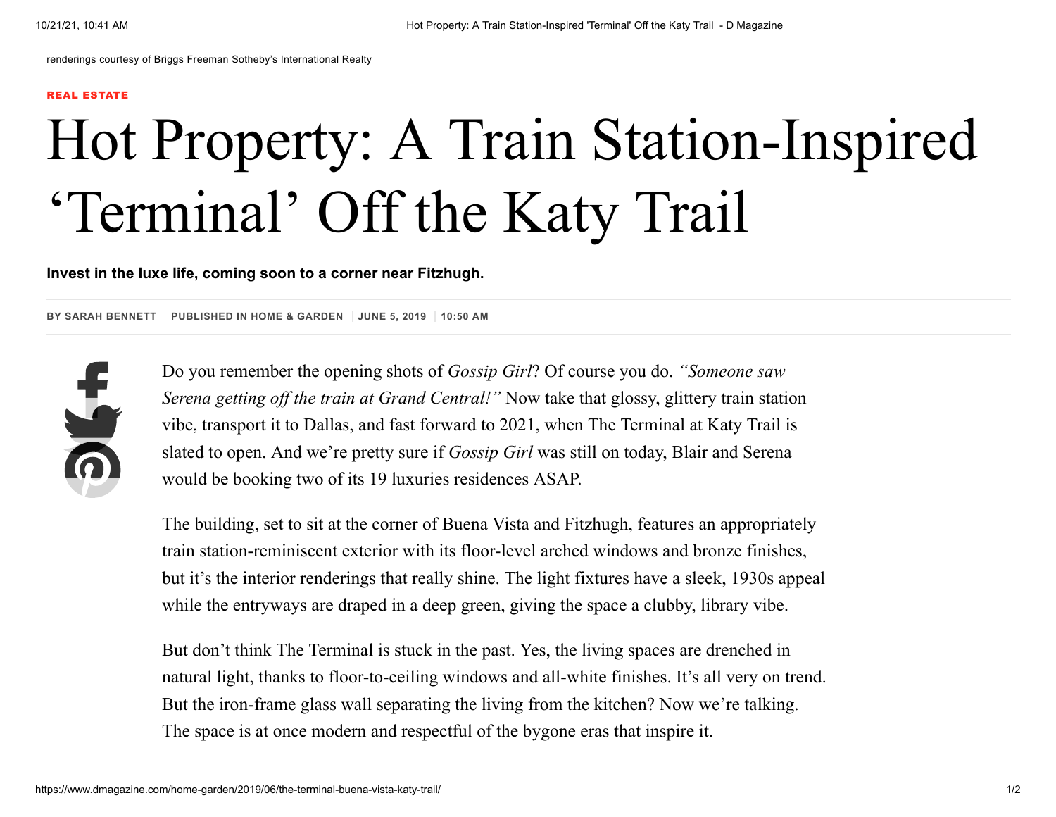renderings courtesy of Briggs Freeman Sotheby's International Realty

REAL ESTATE

# Hot Property: A Train Station-Inspired 'Terminal' Off the Katy Trail

**Invest in the luxe life, coming soon to a corner near Fitzhugh.**

BY SARAH BENNETT | PUBLISHED IN HOME & GARDEN | JUNE 5, 2019 | 10:50 AM

Do you remember the opening shots of *Gossip Girl*? Of course you do. *"Someone saw Serena getting off the train at Grand Central!"* Now take that glossy, glittery train station vibe, transport it to Dallas, and fast forward to 2021, when The Terminal at Katy Trail is slated to open. And we're pretty sure if *Gossip Girl* was still on today, Blair and Serena would be booking two of its 19 luxuries residences ASAP.

The building, set to sit at the corner of Buena Vista and Fitzhugh, features an appropriately train station-reminiscent exterior with its floor-level arched windows and bronze finishes, but it's the interior renderings that really shine. The light fixtures have a sleek, 1930s appeal while the entryways are draped in a deep green, giving the space a clubby, library vibe.

But don't think The Terminal is stuck in the past. Yes, the living spaces are drenched in natural light, thanks to floor-to-ceiling windows and all-white finishes. It's all very on trend. But the iron-frame glass wall separating the living from the kitchen? Now we're talking. The space is at once modern and respectful of the bygone eras that inspire it.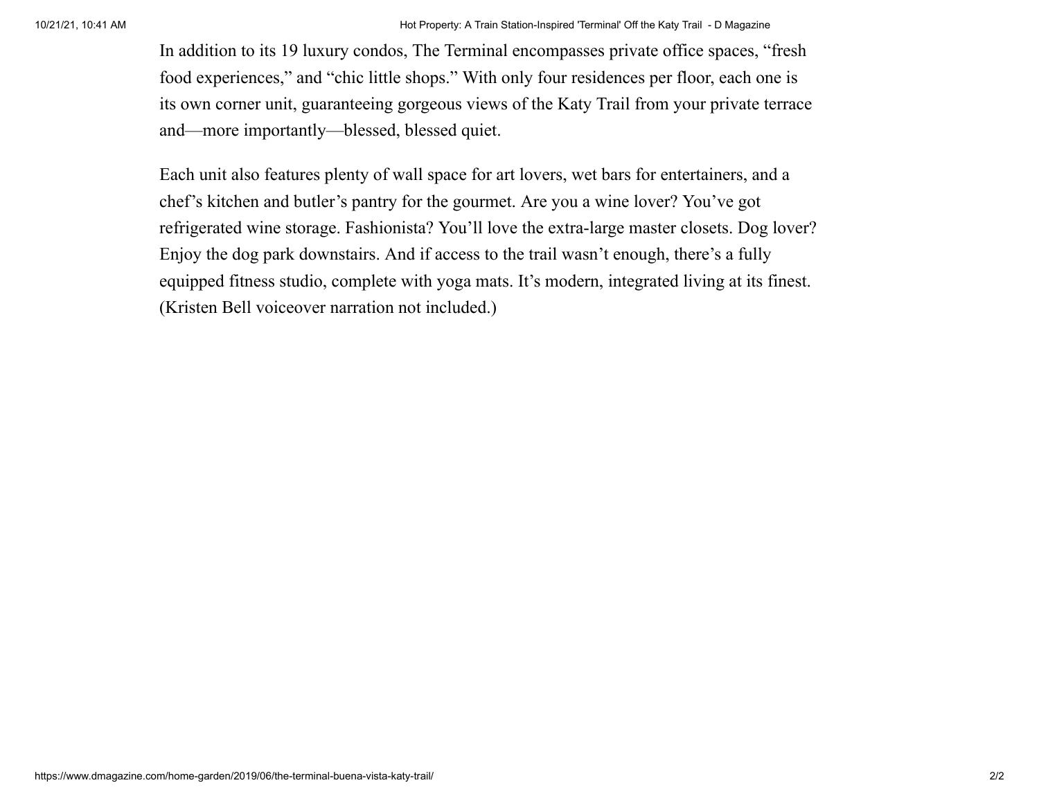In addition to its 19 luxury condos, The Terminal encompasses private office spaces, "fresh food experiences," and "chic little shops." With only four residences per floor, each one is its own corner unit, guaranteeing gorgeous views of the Katy Trail from your private terrace and—more importantly—blessed, blessed quiet.

Each unit also features plenty of wall space for art lovers, wet bars for entertainers, and a chef's kitchen and butler's pantry for the gourmet. Are you a wine lover? You've got refrigerated wine storage. Fashionista? You'll love the extra-large master closets. Dog lover? Enjoy the dog park downstairs. And if access to the trail wasn't enough, there's a fully equipped fitness studio, complete with yoga mats. It's modern, integrated living at its finest. (Kristen Bell voiceover narration not included.)